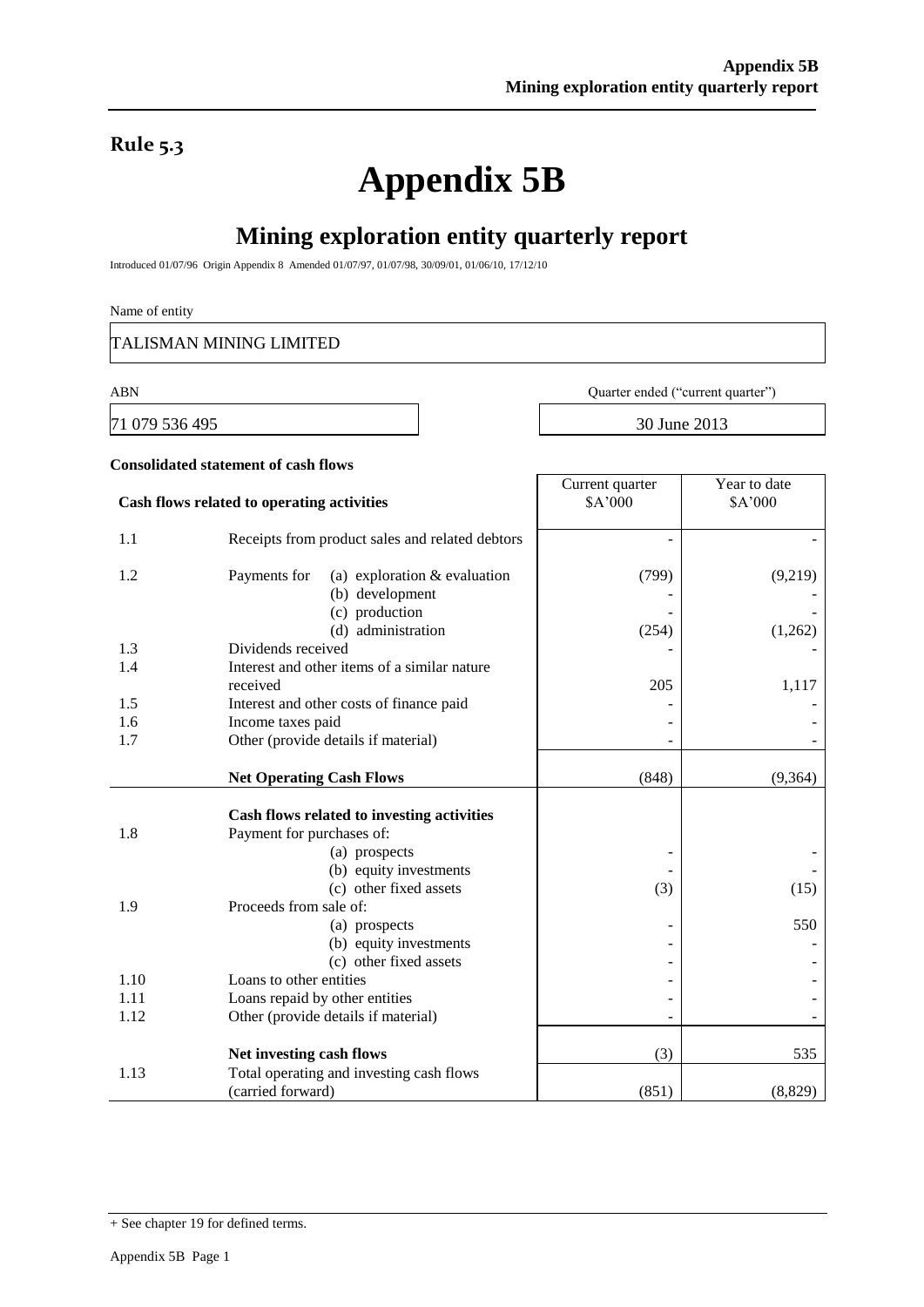## Rule 5.3

# Appendix 5B

## Mining exploration entity quarterly report

Introduced 01/07/96 Origin Appendix 8 Amended 01/07/97, 01/07/98, 30/09/01, 01/06/10, 17/12/10

Name of entity

TALISMAN MINING LIMITED

| ABN | Quarter ended ("current quarter") |
|---|---|
| 71 079 536 495 | 30 June 2013 |

**Consolidated statement of cash flows**

| | **Cash flows related to operating activities** | Current quarter $A'000 | Year to date $A'000 |
|---|---|---|---|
| 1.1 | Receipts from product sales and related debtors | - | - |
| 1.2 | Payments for (a) exploration & evaluation | (799) | (9,219) |
| | (b) development | - | - |
| | (c) production | - | - |
| | (d) administration | (254) | (1,262) |
| 1.3 | Dividends received | - | - |
| 1.4 | Interest and other items of a similar nature received | 205 | 1,117 |
| 1.5 | Interest and other costs of finance paid | - | - |
| 1.6 | Income taxes paid | - | - |
| 1.7 | Other (provide details if material) | - | - |
| | **Net Operating Cash Flows** | (848) | (9,364) |
| | **Cash flows related to investing activities** | | |
| 1.8 | Payment for purchases of: | | |
| | (a) prospects | - | - |
| | (b) equity investments | - | - |
| | (c) other fixed assets | (3) | (15) |
| 1.9 | Proceeds from sale of: | | |
| | (a) prospects | - | 550 |
| | (b) equity investments | - | - |
| | (c) other fixed assets | - | - |
| 1.10 | Loans to other entities | - | - |
| 1.11 | Loans repaid by other entities | - | - |
| 1.12 | Other (provide details if material) | - | - |
| | **Net investing cash flows** | (3) | 535 |
| 1.13 | Total operating and investing cash flows (carried forward) | (851) | (8,829) |

+ See chapter 19 for defined terms.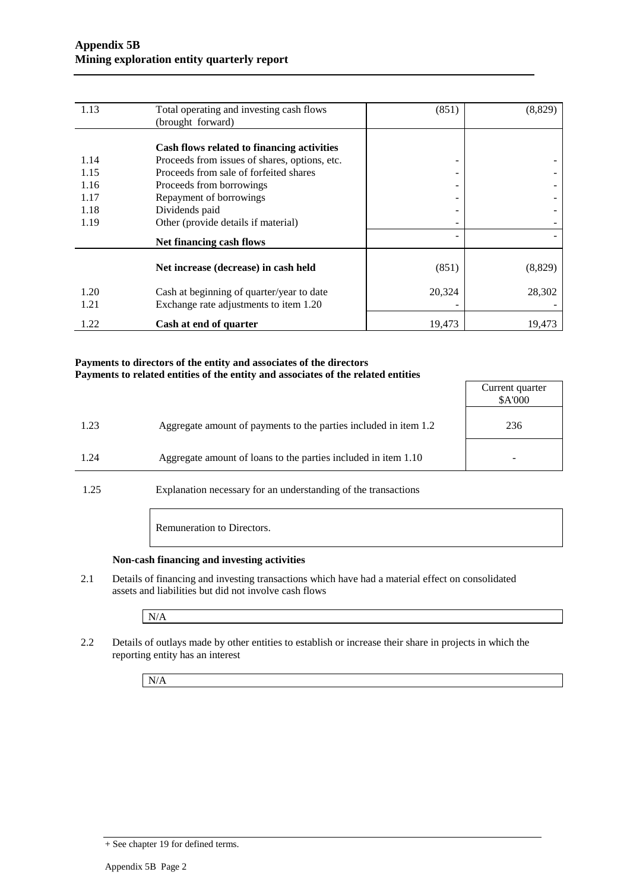| 1.13 | Total operating and investing cash flows (brought forward) | (851) | (8,829) |
|---|---|---|---|
| | **Cash flows related to financing activities** | | |
| 1.14 | Proceeds from issues of shares, options, etc. | - | - |
| 1.15 | Proceeds from sale of forfeited shares | - | - |
| 1.16 | Proceeds from borrowings | - | - |
| 1.17 | Repayment of borrowings | - | - |
| 1.18 | Dividends paid | - | - |
| 1.19 | Other (provide details if material) | - | - |
| | **Net financing cash flows** | - | - |
| | **Net increase (decrease) in cash held** | (851) | (8,829) |
| 1.20 | Cash at beginning of quarter/year to date | 20,324 | 28,302 |
| 1.21 | Exchange rate adjustments to item 1.20 | - | - |
| 1.22 | **Cash at end of quarter** | 19,473 | 19,473 |

**Payments to directors of the entity and associates of the directors**
**Payments to related entities of the entity and associates of the related entities**

| | | Current quarter $A'000 |
|---|---|---|
| 1.23 | Aggregate amount of payments to the parties included in item 1.2 | 236 |
| 1.24 | Aggregate amount of loans to the parties included in item 1.10 | - |

1.25 Explanation necessary for an understanding of the transactions

Remuneration to Directors.

**Non-cash financing and investing activities**

2.1 Details of financing and investing transactions which have had a material effect on consolidated assets and liabilities but did not involve cash flows

N/A

2.2 Details of outlays made by other entities to establish or increase their share in projects in which the reporting entity has an interest

N/A

+ See chapter 19 for defined terms.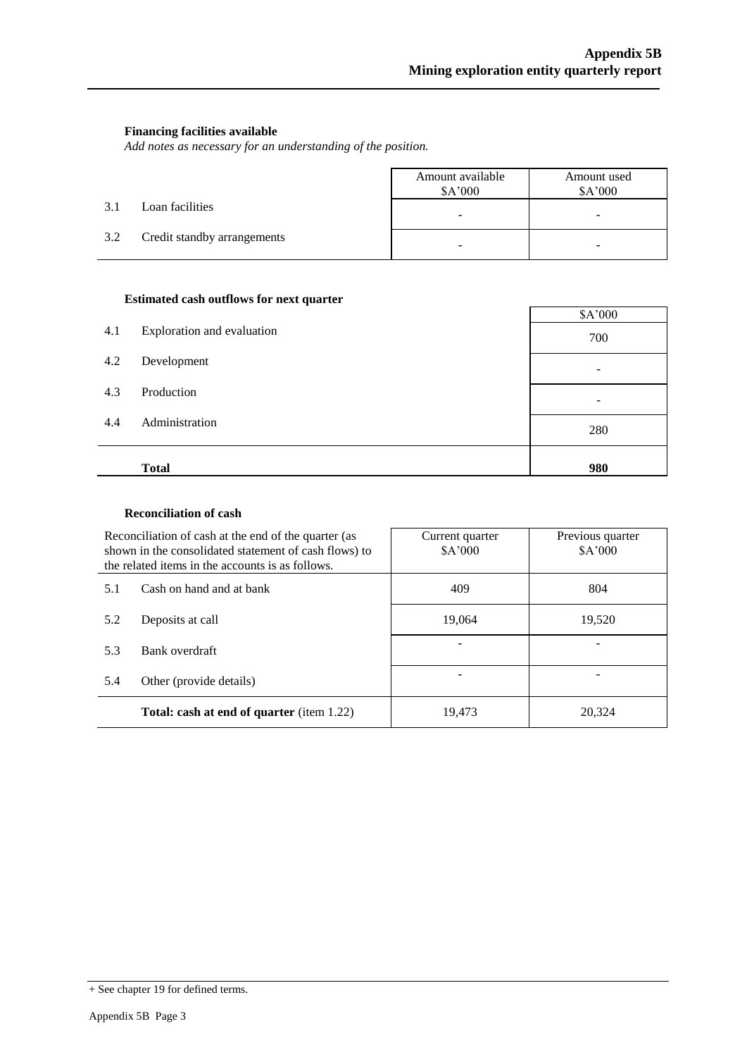### Financing facilities available

*Add notes as necessary for an understanding of the position.*

| | | Amount available<br>$A'000 | Amount used<br>$A'000 |
|---|---|---|---|
| 3.1 | Loan facilities | - | - |
| 3.2 | Credit standby arrangements | - | - |

### Estimated cash outflows for next quarter

| | | $A'000 |
|---|---|---|
| 4.1 | Exploration and evaluation | 700 |
| 4.2 | Development | - |
| 4.3 | Production | - |
| 4.4 | Administration | 280 |
| | **Total** | **980** |

### Reconciliation of cash

| Reconciliation of cash at the end of the quarter (as shown in the consolidated statement of cash flows) to the related items in the accounts is as follows. | | Current quarter<br>$A'000 | Previous quarter<br>$A'000 |
|---|---|---|---|
| 5.1 | Cash on hand and at bank | 409 | 804 |
| 5.2 | Deposits at call | 19,064 | 19,520 |
| 5.3 | Bank overdraft | - | - |
| 5.4 | Other (provide details) | - | - |
| | **Total: cash at end of quarter** (item 1.22) | 19,473 | 20,324 |

+ See chapter 19 for defined terms.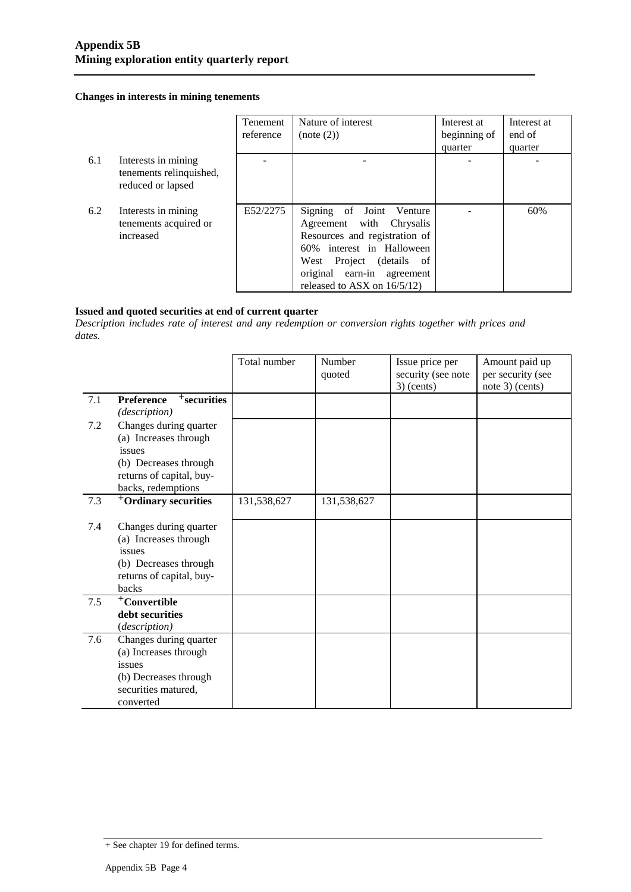**Changes in interests in mining tenements**

| | | Tenement reference | Nature of interest (note (2)) | Interest at beginning of quarter | Interest at end of quarter |
|---|---|---|---|---|---|
| 6.1 | Interests in mining tenements relinquished, reduced or lapsed | - | - | - | - |
| 6.2 | Interests in mining tenements acquired or increased | E52/2275 | Signing of Joint Venture Agreement with Chrysalis Resources and registration of 60% interest in Halloween West Project (details of original earn-in agreement released to ASX on 16/5/12) | - | 60% |

**Issued and quoted securities at end of current quarter**

*Description includes rate of interest and any redemption or conversion rights together with prices and dates.*

| | | Total number | Number quoted | Issue price per security (see note 3) (cents) | Amount paid up per security (see note 3) (cents) |
|---|---|---|---|---|---|
| 7.1 | **Preference +securities** *(description)* | | | | |
| 7.2 | Changes during quarter (a) Increases through issues (b) Decreases through returns of capital, buy-backs, redemptions | | | | |
| 7.3 | **+Ordinary securities** | 131,538,627 | 131,538,627 | | |
| 7.4 | Changes during quarter (a) Increases through issues (b) Decreases through returns of capital, buy-backs | | | | |
| 7.5 | **+Convertible debt securities** (*description*) | | | | |
| 7.6 | Changes during quarter (a) Increases through issues (b) Decreases through securities matured, converted | | | | |

+ See chapter 19 for defined terms.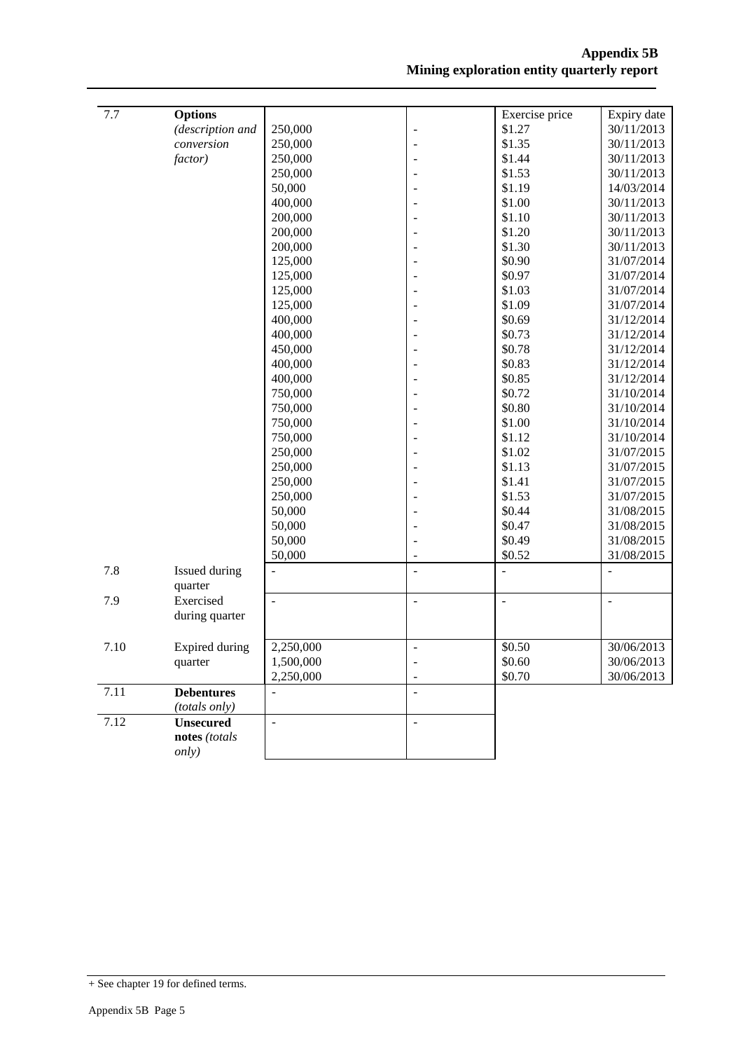| | | | | | |
|---|---|---|---|---|---|
| 7.7 | **Options** *(description and conversion factor)* | | | Exercise price | Expiry date |
| | | 250,000 | - | $1.27 | 30/11/2013 |
| | | 250,000 | - | $1.35 | 30/11/2013 |
| | | 250,000 | - | $1.44 | 30/11/2013 |
| | | 250,000 | - | $1.53 | 30/11/2013 |
| | | 50,000 | - | $1.19 | 14/03/2014 |
| | | 400,000 | - | $1.00 | 30/11/2013 |
| | | 200,000 | - | $1.10 | 30/11/2013 |
| | | 200,000 | - | $1.20 | 30/11/2013 |
| | | 200,000 | - | $1.30 | 30/11/2013 |
| | | 125,000 | - | $0.90 | 31/07/2014 |
| | | 125,000 | - | $0.97 | 31/07/2014 |
| | | 125,000 | - | $1.03 | 31/07/2014 |
| | | 125,000 | - | $1.09 | 31/07/2014 |
| | | 400,000 | - | $0.69 | 31/12/2014 |
| | | 400,000 | - | $0.73 | 31/12/2014 |
| | | 450,000 | - | $0.78 | 31/12/2014 |
| | | 400,000 | - | $0.83 | 31/12/2014 |
| | | 400,000 | - | $0.85 | 31/12/2014 |
| | | 750,000 | - | $0.72 | 31/10/2014 |
| | | 750,000 | - | $0.80 | 31/10/2014 |
| | | 750,000 | - | $1.00 | 31/10/2014 |
| | | 750,000 | - | $1.12 | 31/10/2014 |
| | | 250,000 | - | $1.02 | 31/07/2015 |
| | | 250,000 | - | $1.13 | 31/07/2015 |
| | | 250,000 | - | $1.41 | 31/07/2015 |
| | | 250,000 | - | $1.53 | 31/07/2015 |
| | | 50,000 | - | $0.44 | 31/08/2015 |
| | | 50,000 | - | $0.47 | 31/08/2015 |
| | | 50,000 | - | $0.49 | 31/08/2015 |
| | | 50,000 | - | $0.52 | 31/08/2015 |
| 7.8 | Issued during quarter | - | - | - | - |
| 7.9 | Exercised during quarter | - | - | - | - |
| 7.10 | Expired during quarter | 2,250,000 | - | $0.50 | 30/06/2013 |
| | | 1,500,000 | - | $0.60 | 30/06/2013 |
| | | 2,250,000 | - | $0.70 | 30/06/2013 |
| 7.11 | **Debentures** *(totals only)* | - | - | | |
| 7.12 | **Unsecured notes** *(totals only)* | - | - | | |

+ See chapter 19 for defined terms.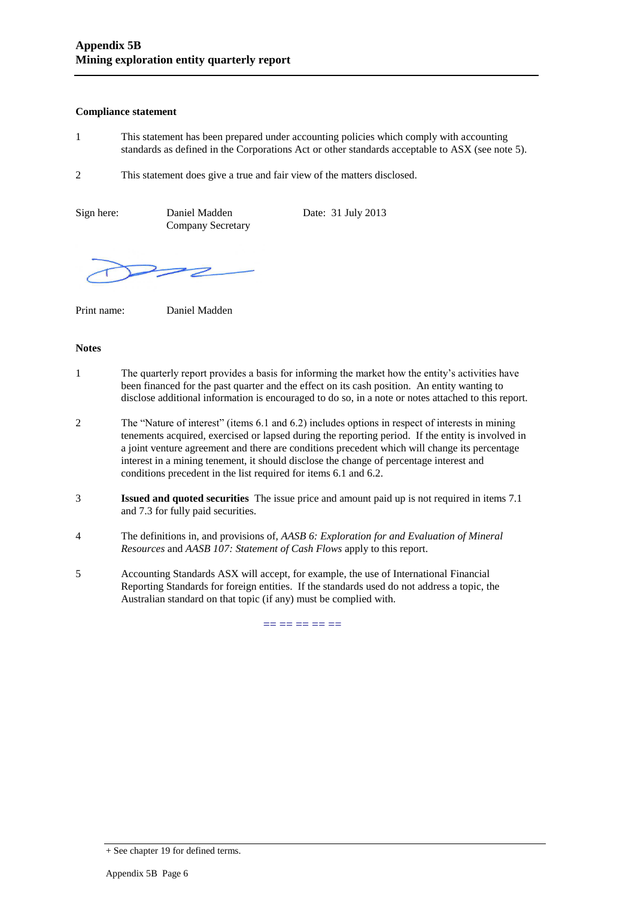**Compliance statement**

1. This statement has been prepared under accounting policies which comply with accounting standards as defined in the Corporations Act or other standards acceptable to ASX (see note 5).

2. This statement does give a true and fair view of the matters disclosed.

Sign here: Daniel Madden
Company Secretary

Date: 31 July 2013

Print name: Daniel Madden

**Notes**

1. The quarterly report provides a basis for informing the market how the entity's activities have been financed for the past quarter and the effect on its cash position. An entity wanting to disclose additional information is encouraged to do so, in a note or notes attached to this report.

2. The "Nature of interest" (items 6.1 and 6.2) includes options in respect of interests in mining tenements acquired, exercised or lapsed during the reporting period. If the entity is involved in a joint venture agreement and there are conditions precedent which will change its percentage interest in a mining tenement, it should disclose the change of percentage interest and conditions precedent in the list required for items 6.1 and 6.2.

3. **Issued and quoted securities** The issue price and amount paid up is not required in items 7.1 and 7.3 for fully paid securities.

4. The definitions in, and provisions of, *AASB 6: Exploration for and Evaluation of Mineral Resources* and *AASB 107: Statement of Cash Flows* apply to this report.

5. Accounting Standards ASX will accept, for example, the use of International Financial Reporting Standards for foreign entities. If the standards used do not address a topic, the Australian standard on that topic (if any) must be complied with.

== == == == ==

+ See chapter 19 for defined terms.